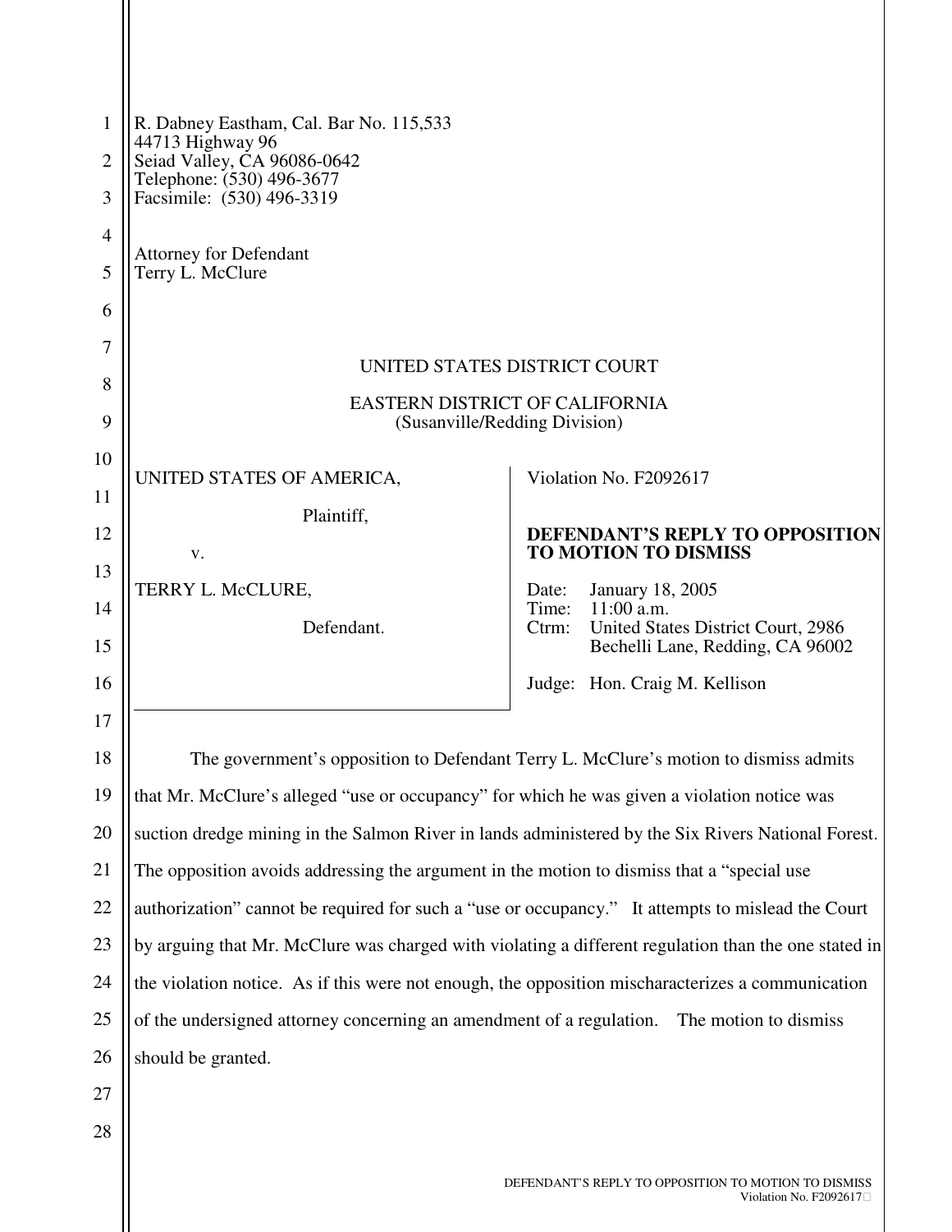R. Dabney Eastham, Cal. Bar No. 115,533
44713 Highway 96
Seiad Valley, CA 96086-0642
Telephone: (530) 496-3677
Facsimile: (530) 496-3319

Attorney for Defendant
Terry L. McClure

UNITED STATES DISTRICT COURT

EASTERN DISTRICT OF CALIFORNIA
(Susanville/Redding Division)

| | |
|---|---|
| UNITED STATES OF AMERICA,<br><br>Plaintiff,<br><br>v.<br><br>TERRY L. McCLURE,<br><br>Defendant. | Violation No. F2092617<br><br>**DEFENDANT'S REPLY TO OPPOSITION TO MOTION TO DISMISS**<br><br>Date: January 18, 2005<br>Time: 11:00 a.m.<br>Ctrm: United States District Court, 2986 Bechelli Lane, Redding, CA 96002<br><br>Judge: Hon. Craig M. Kellison |

The government's opposition to Defendant Terry L. McClure's motion to dismiss admits that Mr. McClure's alleged "use or occupancy" for which he was given a violation notice was suction dredge mining in the Salmon River in lands administered by the Six Rivers National Forest. The opposition avoids addressing the argument in the motion to dismiss that a "special use authorization" cannot be required for such a "use or occupancy." It attempts to mislead the Court by arguing that Mr. McClure was charged with violating a different regulation than the one stated in the violation notice. As if this were not enough, the opposition mischaracterizes a communication of the undersigned attorney concerning an amendment of a regulation. The motion to dismiss should be granted.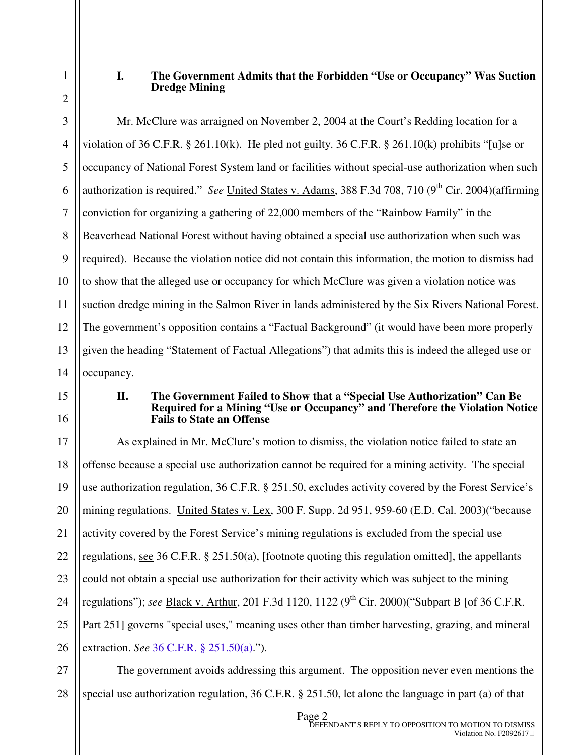## I. The Government Admits that the Forbidden "Use or Occupancy" Was Suction Dredge Mining

Mr. McClure was arraigned on November 2, 2004 at the Court's Redding location for a violation of 36 C.F.R. § 261.10(k). He pled not guilty. 36 C.F.R. § 261.10(k) prohibits "[u]se or occupancy of National Forest System land or facilities without special-use authorization when such authorization is required." *See* United States v. Adams, 388 F.3d 708, 710 (9th Cir. 2004)(affirming conviction for organizing a gathering of 22,000 members of the "Rainbow Family" in the Beaverhead National Forest without having obtained a special use authorization when such was required). Because the violation notice did not contain this information, the motion to dismiss had to show that the alleged use or occupancy for which McClure was given a violation notice was suction dredge mining in the Salmon River in lands administered by the Six Rivers National Forest. The government's opposition contains a "Factual Background" (it would have been more properly given the heading "Statement of Factual Allegations") that admits this is indeed the alleged use or occupancy.

## II. The Government Failed to Show that a "Special Use Authorization" Can Be Required for a Mining "Use or Occupancy" and Therefore the Violation Notice Fails to State an Offense

As explained in Mr. McClure's motion to dismiss, the violation notice failed to state an offense because a special use authorization cannot be required for a mining activity. The special use authorization regulation, 36 C.F.R. § 251.50, excludes activity covered by the Forest Service's mining regulations. United States v. Lex, 300 F. Supp. 2d 951, 959-60 (E.D. Cal. 2003)("because activity covered by the Forest Service's mining regulations is excluded from the special use regulations, see 36 C.F.R. § 251.50(a), [footnote quoting this regulation omitted], the appellants could not obtain a special use authorization for their activity which was subject to the mining regulations"); *see* Black v. Arthur, 201 F.3d 1120, 1122 (9th Cir. 2000)("Subpart B [of 36 C.F.R. Part 251] governs "special uses," meaning uses other than timber harvesting, grazing, and mineral extraction. *See* 36 C.F.R. § 251.50(a).").

The government avoids addressing this argument. The opposition never even mentions the special use authorization regulation, 36 C.F.R. § 251.50, let alone the language in part (a) of that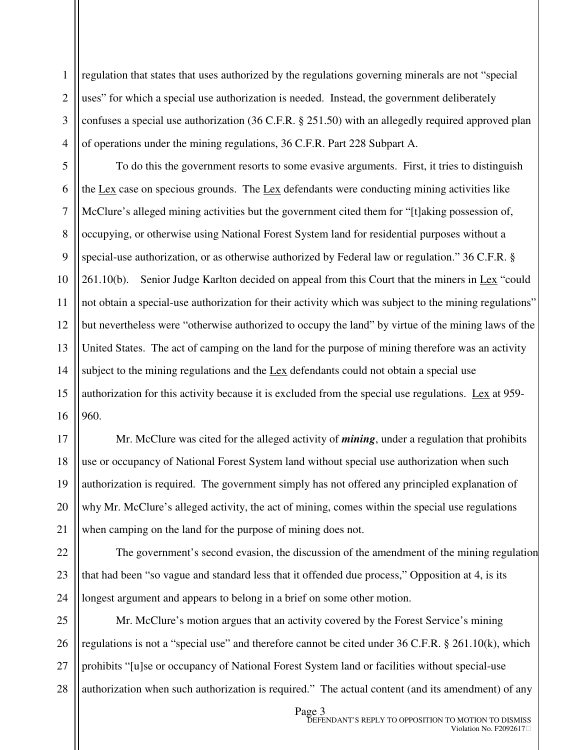regulation that states that uses authorized by the regulations governing minerals are not "special uses" for which a special use authorization is needed. Instead, the government deliberately confuses a special use authorization (36 C.F.R. § 251.50) with an allegedly required approved plan of operations under the mining regulations, 36 C.F.R. Part 228 Subpart A.

To do this the government resorts to some evasive arguments. First, it tries to distinguish the Lex case on specious grounds. The Lex defendants were conducting mining activities like McClure's alleged mining activities but the government cited them for "[t]aking possession of, occupying, or otherwise using National Forest System land for residential purposes without a special-use authorization, or as otherwise authorized by Federal law or regulation." 36 C.F.R. § 261.10(b). Senior Judge Karlton decided on appeal from this Court that the miners in Lex "could not obtain a special-use authorization for their activity which was subject to the mining regulations" but nevertheless were "otherwise authorized to occupy the land" by virtue of the mining laws of the United States. The act of camping on the land for the purpose of mining therefore was an activity subject to the mining regulations and the Lex defendants could not obtain a special use authorization for this activity because it is excluded from the special use regulations. Lex at 959-960.

Mr. McClure was cited for the alleged activity of ***mining***, under a regulation that prohibits use or occupancy of National Forest System land without special use authorization when such authorization is required. The government simply has not offered any principled explanation of why Mr. McClure's alleged activity, the act of mining, comes within the special use regulations when camping on the land for the purpose of mining does not.

The government's second evasion, the discussion of the amendment of the mining regulation that had been "so vague and standard less that it offended due process," Opposition at 4, is its longest argument and appears to belong in a brief on some other motion.

Mr. McClure's motion argues that an activity covered by the Forest Service's mining regulations is not a "special use" and therefore cannot be cited under 36 C.F.R. § 261.10(k), which prohibits "[u]se or occupancy of National Forest System land or facilities without special-use authorization when such authorization is required." The actual content (and its amendment) of any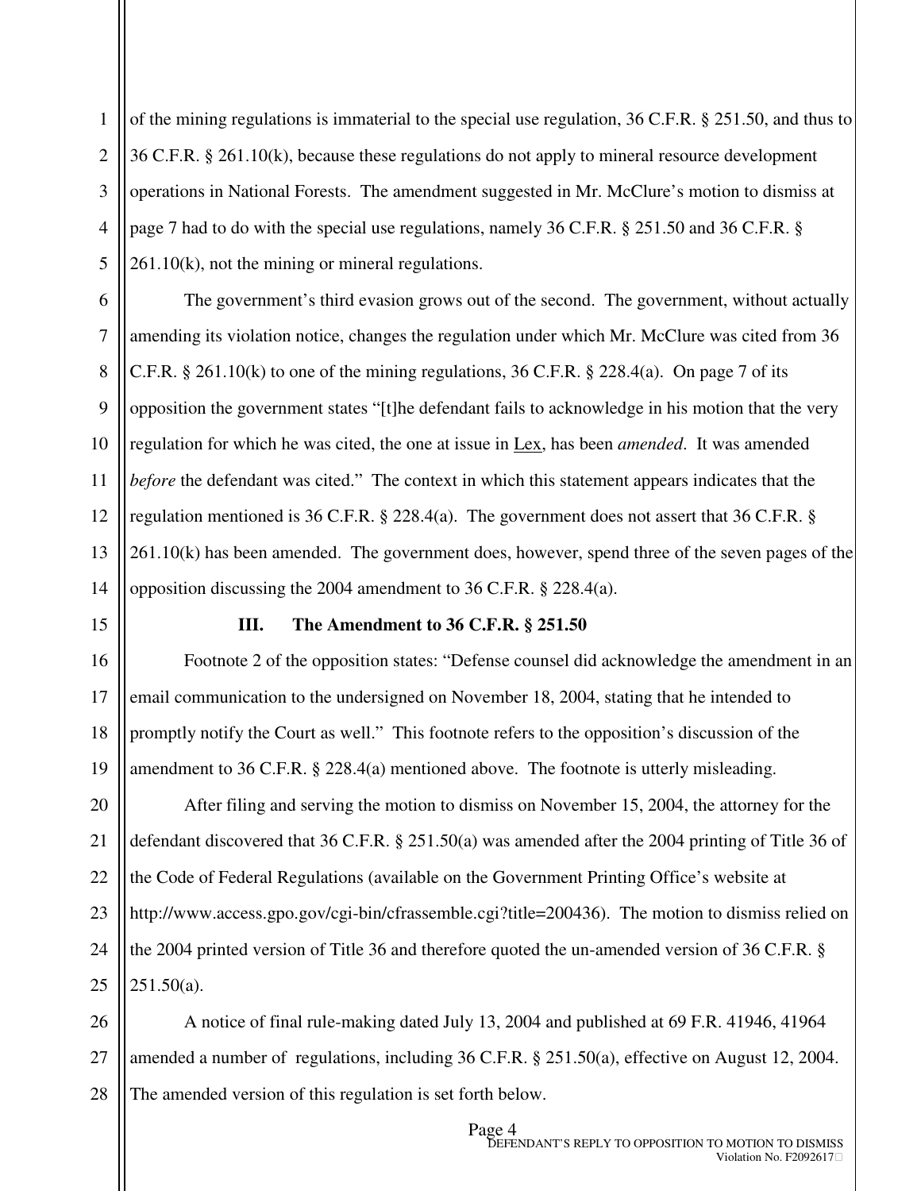of the mining regulations is immaterial to the special use regulation, 36 C.F.R. § 251.50, and thus to 36 C.F.R. § 261.10(k), because these regulations do not apply to mineral resource development operations in National Forests. The amendment suggested in Mr. McClure's motion to dismiss at page 7 had to do with the special use regulations, namely 36 C.F.R. § 251.50 and 36 C.F.R. § 261.10(k), not the mining or mineral regulations.

The government's third evasion grows out of the second. The government, without actually amending its violation notice, changes the regulation under which Mr. McClure was cited from 36 C.F.R. § 261.10(k) to one of the mining regulations, 36 C.F.R. § 228.4(a). On page 7 of its opposition the government states "[t]he defendant fails to acknowledge in his motion that the very regulation for which he was cited, the one at issue in Lex, has been *amended*. It was amended *before* the defendant was cited." The context in which this statement appears indicates that the regulation mentioned is 36 C.F.R. § 228.4(a). The government does not assert that 36 C.F.R. § 261.10(k) has been amended. The government does, however, spend three of the seven pages of the opposition discussing the 2004 amendment to 36 C.F.R. § 228.4(a).

### III. The Amendment to 36 C.F.R. § 251.50

Footnote 2 of the opposition states: "Defense counsel did acknowledge the amendment in an email communication to the undersigned on November 18, 2004, stating that he intended to promptly notify the Court as well." This footnote refers to the opposition's discussion of the amendment to 36 C.F.R. § 228.4(a) mentioned above. The footnote is utterly misleading.

After filing and serving the motion to dismiss on November 15, 2004, the attorney for the defendant discovered that 36 C.F.R. § 251.50(a) was amended after the 2004 printing of Title 36 of the Code of Federal Regulations (available on the Government Printing Office's website at http://www.access.gpo.gov/cgi-bin/cfrassemble.cgi?title=200436). The motion to dismiss relied on the 2004 printed version of Title 36 and therefore quoted the un-amended version of 36 C.F.R. § 251.50(a).

A notice of final rule-making dated July 13, 2004 and published at 69 F.R. 41946, 41964 amended a number of regulations, including 36 C.F.R. § 251.50(a), effective on August 12, 2004. The amended version of this regulation is set forth below.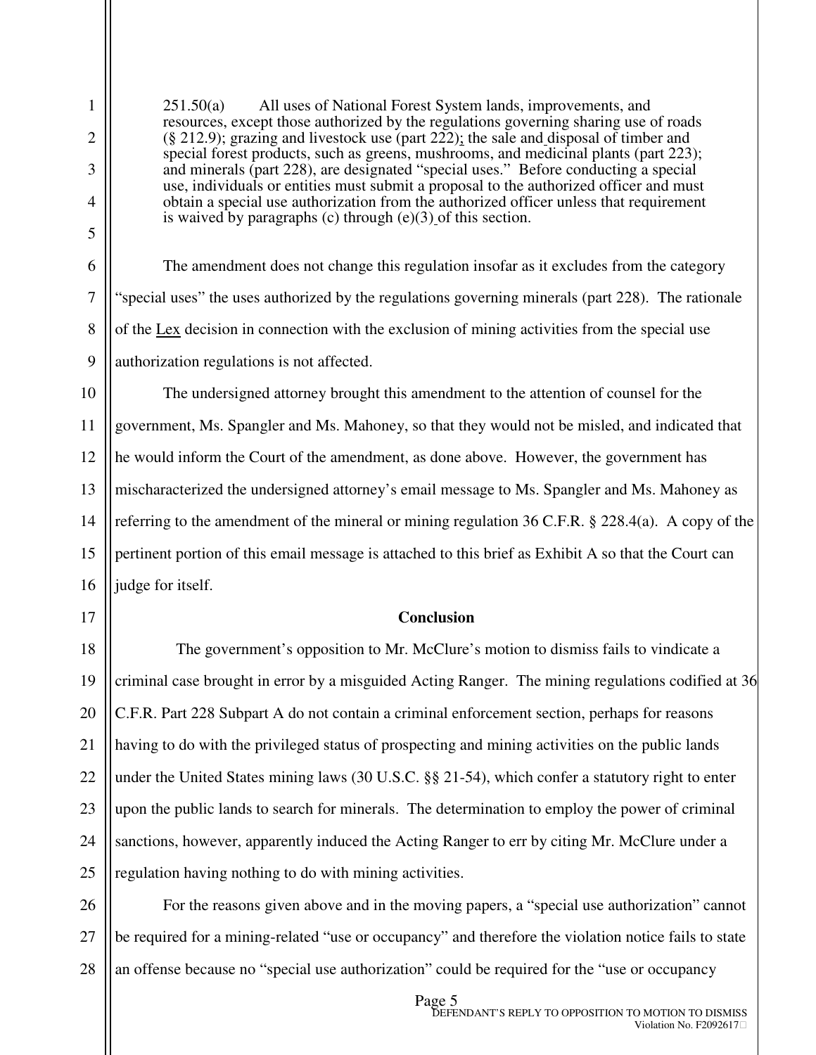> 251.50(a) All uses of National Forest System lands, improvements, and resources, except those authorized by the regulations governing sharing use of roads (§ 212.9); grazing and livestock use (part 222); the sale and disposal of timber and special forest products, such as greens, mushrooms, and medicinal plants (part 223); and minerals (part 228), are designated "special uses." Before conducting a special use, individuals or entities must submit a proposal to the authorized officer and must obtain a special use authorization from the authorized officer unless that requirement is waived by paragraphs (c) through (e)(3) of this section.

The amendment does not change this regulation insofar as it excludes from the category "special uses" the uses authorized by the regulations governing minerals (part 228). The rationale of the Lex decision in connection with the exclusion of mining activities from the special use authorization regulations is not affected.

The undersigned attorney brought this amendment to the attention of counsel for the government, Ms. Spangler and Ms. Mahoney, so that they would not be misled, and indicated that he would inform the Court of the amendment, as done above. However, the government has mischaracterized the undersigned attorney's email message to Ms. Spangler and Ms. Mahoney as referring to the amendment of the mineral or mining regulation 36 C.F.R. § 228.4(a). A copy of the pertinent portion of this email message is attached to this brief as Exhibit A so that the Court can judge for itself.

**Conclusion**

The government's opposition to Mr. McClure's motion to dismiss fails to vindicate a criminal case brought in error by a misguided Acting Ranger. The mining regulations codified at 36 C.F.R. Part 228 Subpart A do not contain a criminal enforcement section, perhaps for reasons having to do with the privileged status of prospecting and mining activities on the public lands under the United States mining laws (30 U.S.C. §§ 21-54), which confer a statutory right to enter upon the public lands to search for minerals. The determination to employ the power of criminal sanctions, however, apparently induced the Acting Ranger to err by citing Mr. McClure under a regulation having nothing to do with mining activities.

For the reasons given above and in the moving papers, a "special use authorization" cannot be required for a mining-related "use or occupancy" and therefore the violation notice fails to state an offense because no "special use authorization" could be required for the "use or occupancy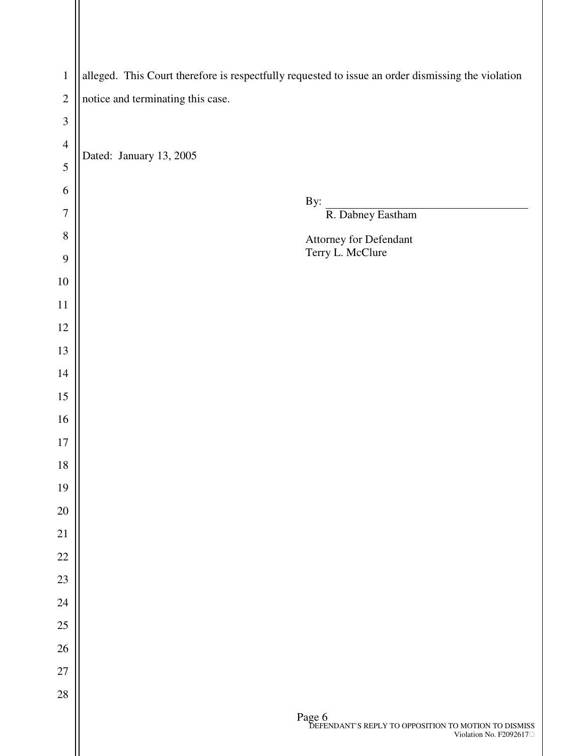alleged. This Court therefore is respectfully requested to issue an order dismissing the violation notice and terminating this case.

Dated: January 13, 2005

By: ______________________________
R. Dabney Eastham

Attorney for Defendant
Terry L. McClure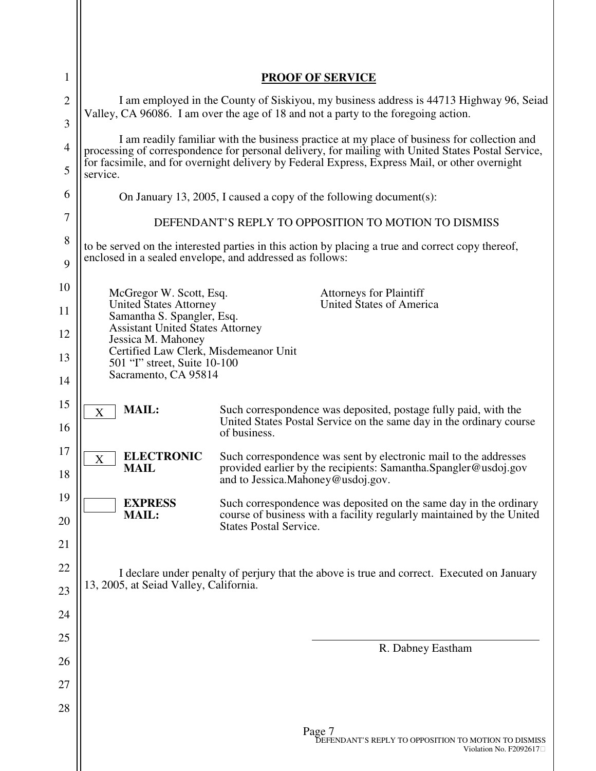## PROOF OF SERVICE

I am employed in the County of Siskiyou, my business address is 44713 Highway 96, Seiad Valley, CA 96086. I am over the age of 18 and not a party to the foregoing action.

I am readily familiar with the business practice at my place of business for collection and processing of correspondence for personal delivery, for mailing with United States Postal Service, for facsimile, and for overnight delivery by Federal Express, Express Mail, or other overnight service.

On January 13, 2005, I caused a copy of the following document(s):

DEFENDANT'S REPLY TO OPPOSITION TO MOTION TO DISMISS

to be served on the interested parties in this action by placing a true and correct copy thereof, enclosed in a sealed envelope, and addressed as follows:

| | |
|---|---|
| McGregor W. Scott, Esq.<br>United States Attorney<br>Samantha S. Spangler, Esq.<br>Assistant United States Attorney<br>Jessica M. Mahoney<br>Certified Law Clerk, Misdemeanor Unit<br>501 "I" street, Suite 10-100<br>Sacramento, CA 95814 | Attorneys for Plaintiff<br>United States of America |

| | | |
|---|---|---|
| X | **MAIL:** | Such correspondence was deposited, postage fully paid, with the United States Postal Service on the same day in the ordinary course of business. |
| X | **ELECTRONIC MAIL** | Such correspondence was sent by electronic mail to the addresses provided earlier by the recipients: Samantha.Spangler@usdoj.gov and to Jessica.Mahoney@usdoj.gov. |
| | **EXPRESS MAIL:** | Such correspondence was deposited on the same day in the ordinary course of business with a facility regularly maintained by the United States Postal Service. |

I declare under penalty of perjury that the above is true and correct. Executed on January 13, 2005, at Seiad Valley, California.

R. Dabney Eastham